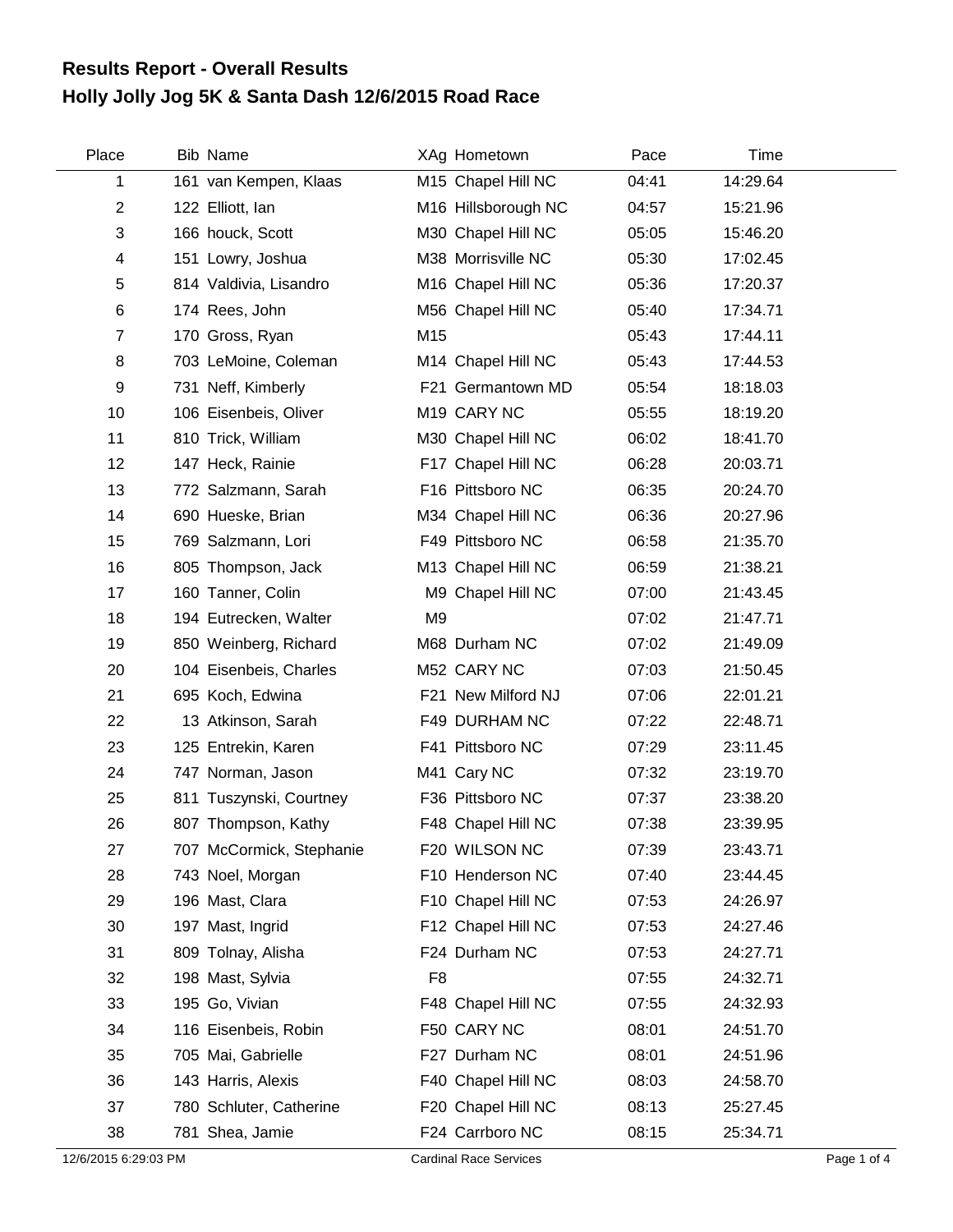# Results Report - Overall Results
## Holly Jolly Jog 5K & Santa Dash 12/6/2015 Road Race

| Place | Bib | Name | XAg | Hometown | Pace | Time |
|---|---|---|---|---|---|---|
| 1 | 161 | van Kempen, Klaas | M15 | Chapel Hill NC | 04:41 | 14:29.64 |
| 2 | 122 | Elliott, Ian | M16 | Hillsborough NC | 04:57 | 15:21.96 |
| 3 | 166 | houck, Scott | M30 | Chapel Hill NC | 05:05 | 15:46.20 |
| 4 | 151 | Lowry, Joshua | M38 | Morrisville NC | 05:30 | 17:02.45 |
| 5 | 814 | Valdivia, Lisandro | M16 | Chapel Hill NC | 05:36 | 17:20.37 |
| 6 | 174 | Rees, John | M56 | Chapel Hill NC | 05:40 | 17:34.71 |
| 7 | 170 | Gross, Ryan | M15 | | 05:43 | 17:44.11 |
| 8 | 703 | LeMoine, Coleman | M14 | Chapel Hill NC | 05:43 | 17:44.53 |
| 9 | 731 | Neff, Kimberly | F21 | Germantown MD | 05:54 | 18:18.03 |
| 10 | 106 | Eisenbeis, Oliver | M19 | CARY NC | 05:55 | 18:19.20 |
| 11 | 810 | Trick, William | M30 | Chapel Hill NC | 06:02 | 18:41.70 |
| 12 | 147 | Heck, Rainie | F17 | Chapel Hill NC | 06:28 | 20:03.71 |
| 13 | 772 | Salzmann, Sarah | F16 | Pittsboro NC | 06:35 | 20:24.70 |
| 14 | 690 | Hueske, Brian | M34 | Chapel Hill NC | 06:36 | 20:27.96 |
| 15 | 769 | Salzmann, Lori | F49 | Pittsboro NC | 06:58 | 21:35.70 |
| 16 | 805 | Thompson, Jack | M13 | Chapel Hill NC | 06:59 | 21:38.21 |
| 17 | 160 | Tanner, Colin | M9 | Chapel Hill NC | 07:00 | 21:43.45 |
| 18 | 194 | Eutrecken, Walter | M9 | | 07:02 | 21:47.71 |
| 19 | 850 | Weinberg, Richard | M68 | Durham NC | 07:02 | 21:49.09 |
| 20 | 104 | Eisenbeis, Charles | M52 | CARY NC | 07:03 | 21:50.45 |
| 21 | 695 | Koch, Edwina | F21 | New Milford NJ | 07:06 | 22:01.21 |
| 22 | 13 | Atkinson, Sarah | F49 | DURHAM NC | 07:22 | 22:48.71 |
| 23 | 125 | Entrekin, Karen | F41 | Pittsboro NC | 07:29 | 23:11.45 |
| 24 | 747 | Norman, Jason | M41 | Cary NC | 07:32 | 23:19.70 |
| 25 | 811 | Tuszynski, Courtney | F36 | Pittsboro NC | 07:37 | 23:38.20 |
| 26 | 807 | Thompson, Kathy | F48 | Chapel Hill NC | 07:38 | 23:39.95 |
| 27 | 707 | McCormick, Stephanie | F20 | WILSON NC | 07:39 | 23:43.71 |
| 28 | 743 | Noel, Morgan | F10 | Henderson NC | 07:40 | 23:44.45 |
| 29 | 196 | Mast, Clara | F10 | Chapel Hill NC | 07:53 | 24:26.97 |
| 30 | 197 | Mast, Ingrid | F12 | Chapel Hill NC | 07:53 | 24:27.46 |
| 31 | 809 | Tolnay, Alisha | F24 | Durham NC | 07:53 | 24:27.71 |
| 32 | 198 | Mast, Sylvia | F8 | | 07:55 | 24:32.71 |
| 33 | 195 | Go, Vivian | F48 | Chapel Hill NC | 07:55 | 24:32.93 |
| 34 | 116 | Eisenbeis, Robin | F50 | CARY NC | 08:01 | 24:51.70 |
| 35 | 705 | Mai, Gabrielle | F27 | Durham NC | 08:01 | 24:51.96 |
| 36 | 143 | Harris, Alexis | F40 | Chapel Hill NC | 08:03 | 24:58.70 |
| 37 | 780 | Schluter, Catherine | F20 | Chapel Hill NC | 08:13 | 25:27.45 |
| 38 | 781 | Shea, Jamie | F24 | Carrboro NC | 08:15 | 25:34.71 |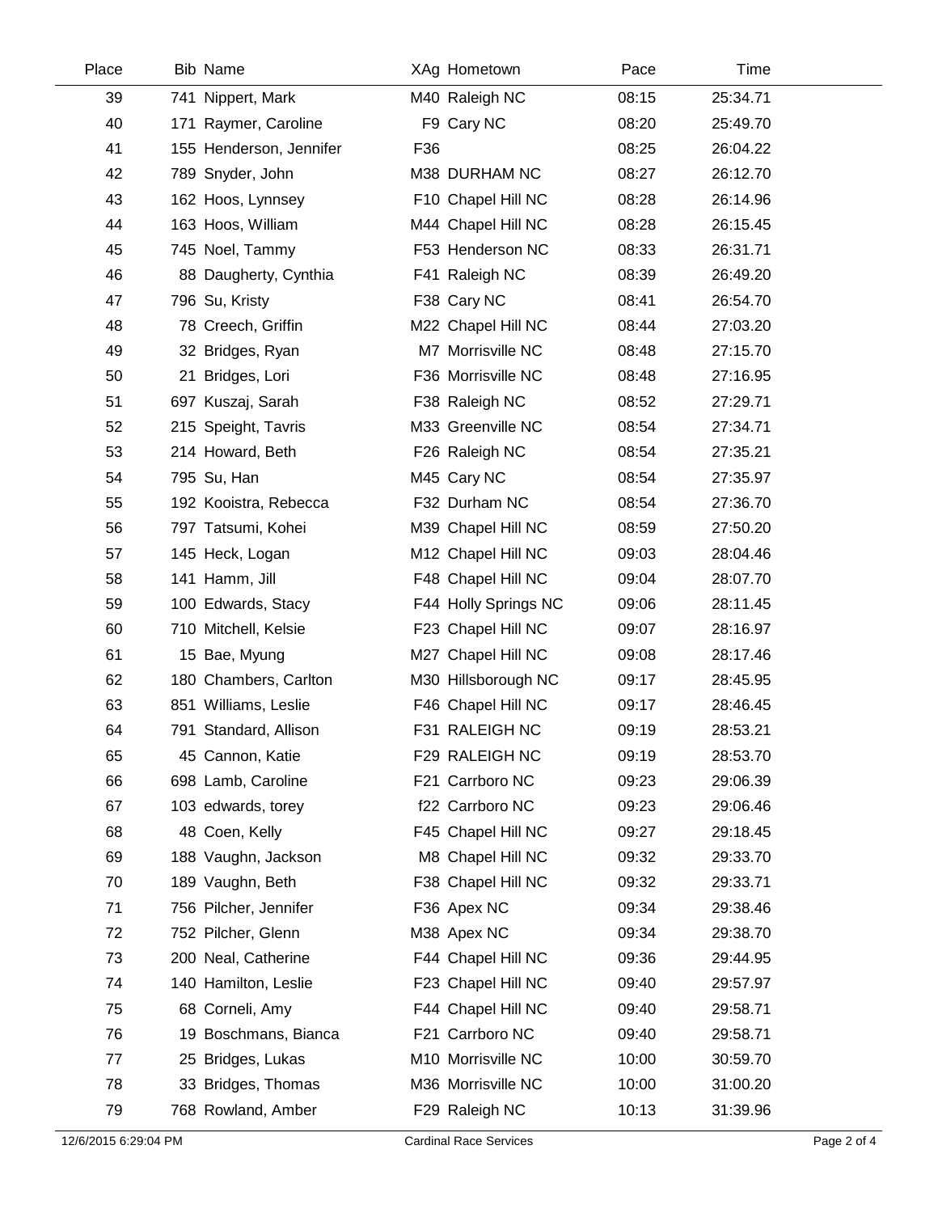| Place | Bib | Name | XAg | Hometown | Pace | Time |
|---|---|---|---|---|---|---|
| 39 | 741 | Nippert, Mark | M40 | Raleigh NC | 08:15 | 25:34.71 |
| 40 | 171 | Raymer, Caroline | F9 | Cary NC | 08:20 | 25:49.70 |
| 41 | 155 | Henderson, Jennifer | F36 | | 08:25 | 26:04.22 |
| 42 | 789 | Snyder, John | M38 | DURHAM NC | 08:27 | 26:12.70 |
| 43 | 162 | Hoos, Lynnsey | F10 | Chapel Hill NC | 08:28 | 26:14.96 |
| 44 | 163 | Hoos, William | M44 | Chapel Hill NC | 08:28 | 26:15.45 |
| 45 | 745 | Noel, Tammy | F53 | Henderson NC | 08:33 | 26:31.71 |
| 46 | 88 | Daugherty, Cynthia | F41 | Raleigh NC | 08:39 | 26:49.20 |
| 47 | 796 | Su, Kristy | F38 | Cary NC | 08:41 | 26:54.70 |
| 48 | 78 | Creech, Griffin | M22 | Chapel Hill NC | 08:44 | 27:03.20 |
| 49 | 32 | Bridges, Ryan | M7 | Morrisville NC | 08:48 | 27:15.70 |
| 50 | 21 | Bridges, Lori | F36 | Morrisville NC | 08:48 | 27:16.95 |
| 51 | 697 | Kuszaj, Sarah | F38 | Raleigh NC | 08:52 | 27:29.71 |
| 52 | 215 | Speight, Tavris | M33 | Greenville NC | 08:54 | 27:34.71 |
| 53 | 214 | Howard, Beth | F26 | Raleigh NC | 08:54 | 27:35.21 |
| 54 | 795 | Su, Han | M45 | Cary NC | 08:54 | 27:35.97 |
| 55 | 192 | Kooistra, Rebecca | F32 | Durham NC | 08:54 | 27:36.70 |
| 56 | 797 | Tatsumi, Kohei | M39 | Chapel Hill NC | 08:59 | 27:50.20 |
| 57 | 145 | Heck, Logan | M12 | Chapel Hill NC | 09:03 | 28:04.46 |
| 58 | 141 | Hamm, Jill | F48 | Chapel Hill NC | 09:04 | 28:07.70 |
| 59 | 100 | Edwards, Stacy | F44 | Holly Springs NC | 09:06 | 28:11.45 |
| 60 | 710 | Mitchell, Kelsie | F23 | Chapel Hill NC | 09:07 | 28:16.97 |
| 61 | 15 | Bae, Myung | M27 | Chapel Hill NC | 09:08 | 28:17.46 |
| 62 | 180 | Chambers, Carlton | M30 | Hillsborough NC | 09:17 | 28:45.95 |
| 63 | 851 | Williams, Leslie | F46 | Chapel Hill NC | 09:17 | 28:46.45 |
| 64 | 791 | Standard, Allison | F31 | RALEIGH NC | 09:19 | 28:53.21 |
| 65 | 45 | Cannon, Katie | F29 | RALEIGH NC | 09:19 | 28:53.70 |
| 66 | 698 | Lamb, Caroline | F21 | Carrboro NC | 09:23 | 29:06.39 |
| 67 | 103 | edwards, torey | f22 | Carrboro NC | 09:23 | 29:06.46 |
| 68 | 48 | Coen, Kelly | F45 | Chapel Hill NC | 09:27 | 29:18.45 |
| 69 | 188 | Vaughn, Jackson | M8 | Chapel Hill NC | 09:32 | 29:33.70 |
| 70 | 189 | Vaughn, Beth | F38 | Chapel Hill NC | 09:32 | 29:33.71 |
| 71 | 756 | Pilcher, Jennifer | F36 | Apex NC | 09:34 | 29:38.46 |
| 72 | 752 | Pilcher, Glenn | M38 | Apex NC | 09:34 | 29:38.70 |
| 73 | 200 | Neal, Catherine | F44 | Chapel Hill NC | 09:36 | 29:44.95 |
| 74 | 140 | Hamilton, Leslie | F23 | Chapel Hill NC | 09:40 | 29:57.97 |
| 75 | 68 | Corneli, Amy | F44 | Chapel Hill NC | 09:40 | 29:58.71 |
| 76 | 19 | Boschmans, Bianca | F21 | Carrboro NC | 09:40 | 29:58.71 |
| 77 | 25 | Bridges, Lukas | M10 | Morrisville NC | 10:00 | 30:59.70 |
| 78 | 33 | Bridges, Thomas | M36 | Morrisville NC | 10:00 | 31:00.20 |
| 79 | 768 | Rowland, Amber | F29 | Raleigh NC | 10:13 | 31:39.96 |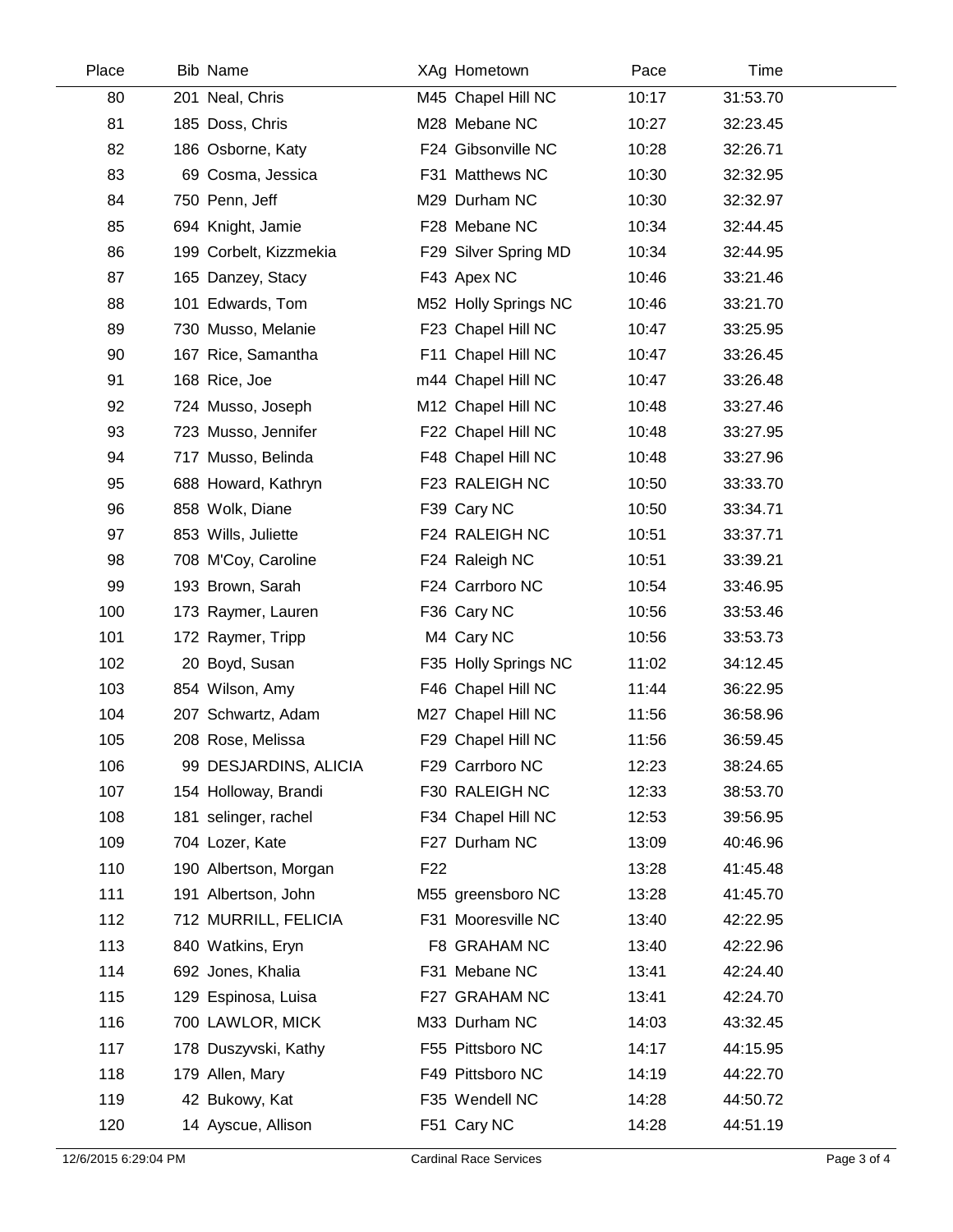| Place | Bib | Name | XAg | Hometown | Pace | Time |
|---|---|---|---|---|---|---|
| 80 | 201 | Neal, Chris | M45 | Chapel Hill NC | 10:17 | 31:53.70 |
| 81 | 185 | Doss, Chris | M28 | Mebane NC | 10:27 | 32:23.45 |
| 82 | 186 | Osborne, Katy | F24 | Gibsonville NC | 10:28 | 32:26.71 |
| 83 | 69 | Cosma, Jessica | F31 | Matthews NC | 10:30 | 32:32.95 |
| 84 | 750 | Penn, Jeff | M29 | Durham NC | 10:30 | 32:32.97 |
| 85 | 694 | Knight, Jamie | F28 | Mebane NC | 10:34 | 32:44.45 |
| 86 | 199 | Corbelt, Kizzmekia | F29 | Silver Spring MD | 10:34 | 32:44.95 |
| 87 | 165 | Danzey, Stacy | F43 | Apex NC | 10:46 | 33:21.46 |
| 88 | 101 | Edwards, Tom | M52 | Holly Springs NC | 10:46 | 33:21.70 |
| 89 | 730 | Musso, Melanie | F23 | Chapel Hill NC | 10:47 | 33:25.95 |
| 90 | 167 | Rice, Samantha | F11 | Chapel Hill NC | 10:47 | 33:26.45 |
| 91 | 168 | Rice, Joe | m44 | Chapel Hill NC | 10:47 | 33:26.48 |
| 92 | 724 | Musso, Joseph | M12 | Chapel Hill NC | 10:48 | 33:27.46 |
| 93 | 723 | Musso, Jennifer | F22 | Chapel Hill NC | 10:48 | 33:27.95 |
| 94 | 717 | Musso, Belinda | F48 | Chapel Hill NC | 10:48 | 33:27.96 |
| 95 | 688 | Howard, Kathryn | F23 | RALEIGH NC | 10:50 | 33:33.70 |
| 96 | 858 | Wolk, Diane | F39 | Cary NC | 10:50 | 33:34.71 |
| 97 | 853 | Wills, Juliette | F24 | RALEIGH NC | 10:51 | 33:37.71 |
| 98 | 708 | M'Coy, Caroline | F24 | Raleigh NC | 10:51 | 33:39.21 |
| 99 | 193 | Brown, Sarah | F24 | Carrboro NC | 10:54 | 33:46.95 |
| 100 | 173 | Raymer, Lauren | F36 | Cary NC | 10:56 | 33:53.46 |
| 101 | 172 | Raymer, Tripp | M4 | Cary NC | 10:56 | 33:53.73 |
| 102 | 20 | Boyd, Susan | F35 | Holly Springs NC | 11:02 | 34:12.45 |
| 103 | 854 | Wilson, Amy | F46 | Chapel Hill NC | 11:44 | 36:22.95 |
| 104 | 207 | Schwartz, Adam | M27 | Chapel Hill NC | 11:56 | 36:58.96 |
| 105 | 208 | Rose, Melissa | F29 | Chapel Hill NC | 11:56 | 36:59.45 |
| 106 | 99 | DESJARDINS, ALICIA | F29 | Carrboro NC | 12:23 | 38:24.65 |
| 107 | 154 | Holloway, Brandi | F30 | RALEIGH NC | 12:33 | 38:53.70 |
| 108 | 181 | selinger, rachel | F34 | Chapel Hill NC | 12:53 | 39:56.95 |
| 109 | 704 | Lozer, Kate | F27 | Durham NC | 13:09 | 40:46.96 |
| 110 | 190 | Albertson, Morgan | F22 | | 13:28 | 41:45.48 |
| 111 | 191 | Albertson, John | M55 | greensboro NC | 13:28 | 41:45.70 |
| 112 | 712 | MURRILL, FELICIA | F31 | Mooresville NC | 13:40 | 42:22.95 |
| 113 | 840 | Watkins, Eryn | F8 | GRAHAM NC | 13:40 | 42:22.96 |
| 114 | 692 | Jones, Khalia | F31 | Mebane NC | 13:41 | 42:24.40 |
| 115 | 129 | Espinosa, Luisa | F27 | GRAHAM NC | 13:41 | 42:24.70 |
| 116 | 700 | LAWLOR, MICK | M33 | Durham NC | 14:03 | 43:32.45 |
| 117 | 178 | Duszyvski, Kathy | F55 | Pittsboro NC | 14:17 | 44:15.95 |
| 118 | 179 | Allen, Mary | F49 | Pittsboro NC | 14:19 | 44:22.70 |
| 119 | 42 | Bukowy, Kat | F35 | Wendell NC | 14:28 | 44:50.72 |
| 120 | 14 | Ayscue, Allison | F51 | Cary NC | 14:28 | 44:51.19 |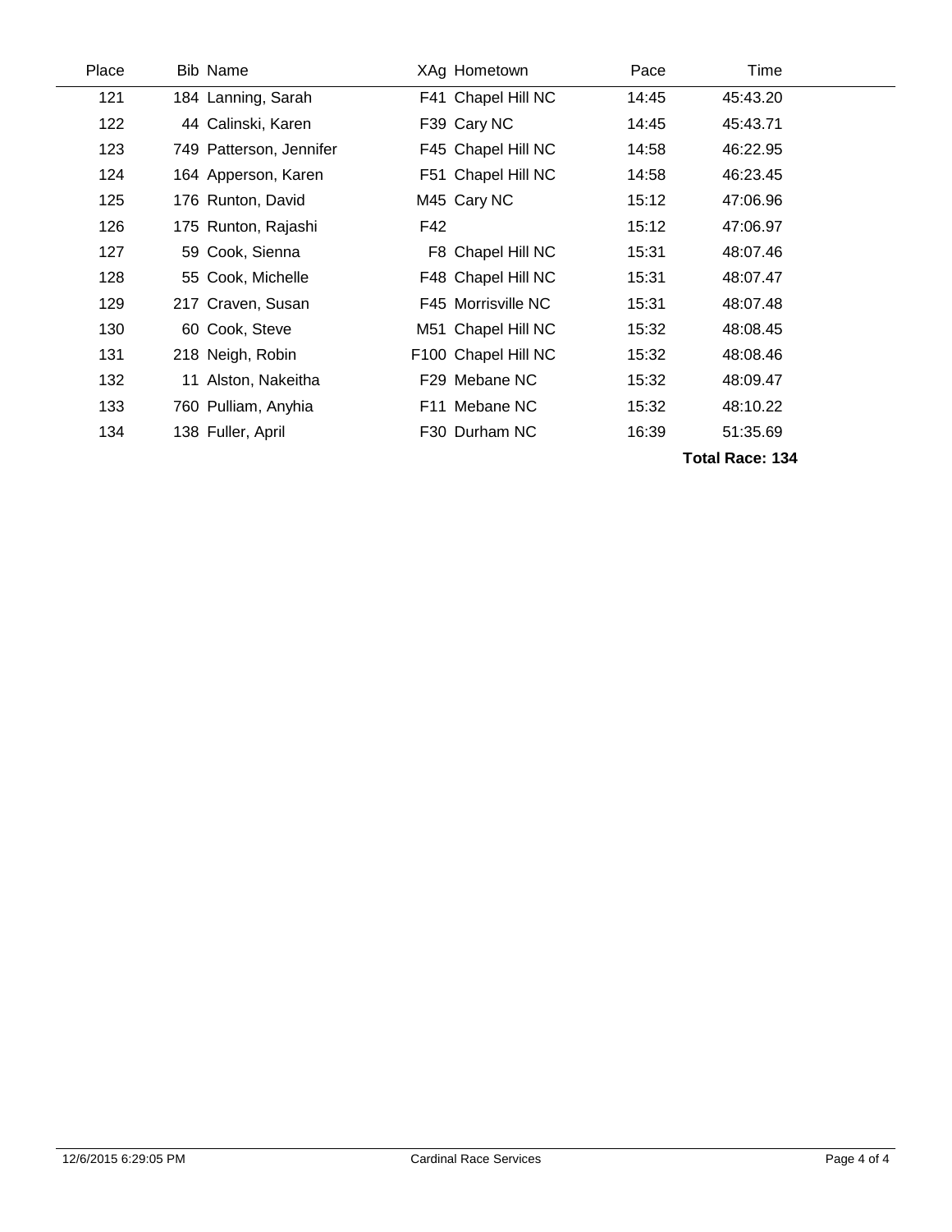| Place | Bib | Name | XAg | Hometown | Pace | Time |
| --- | --- | --- | --- | --- | --- | --- |
| 121 | 184 | Lanning, Sarah | F41 | Chapel Hill NC | 14:45 | 45:43.20 |
| 122 | 44 | Calinski, Karen | F39 | Cary NC | 14:45 | 45:43.71 |
| 123 | 749 | Patterson, Jennifer | F45 | Chapel Hill NC | 14:58 | 46:22.95 |
| 124 | 164 | Apperson, Karen | F51 | Chapel Hill NC | 14:58 | 46:23.45 |
| 125 | 176 | Runton, David | M45 | Cary NC | 15:12 | 47:06.96 |
| 126 | 175 | Runton, Rajashi | F42 | | 15:12 | 47:06.97 |
| 127 | 59 | Cook, Sienna | F8 | Chapel Hill NC | 15:31 | 48:07.46 |
| 128 | 55 | Cook, Michelle | F48 | Chapel Hill NC | 15:31 | 48:07.47 |
| 129 | 217 | Craven, Susan | F45 | Morrisville NC | 15:31 | 48:07.48 |
| 130 | 60 | Cook, Steve | M51 | Chapel Hill NC | 15:32 | 48:08.45 |
| 131 | 218 | Neigh, Robin | F100 | Chapel Hill NC | 15:32 | 48:08.46 |
| 132 | 11 | Alston, Nakeitha | F29 | Mebane NC | 15:32 | 48:09.47 |
| 133 | 760 | Pulliam, Anyhia | F11 | Mebane NC | 15:32 | 48:10.22 |
| 134 | 138 | Fuller, April | F30 | Durham NC | 16:39 | 51:35.69 |

**Total Race: 134**

12/6/2015 6:29:05 PM — Cardinal Race Services